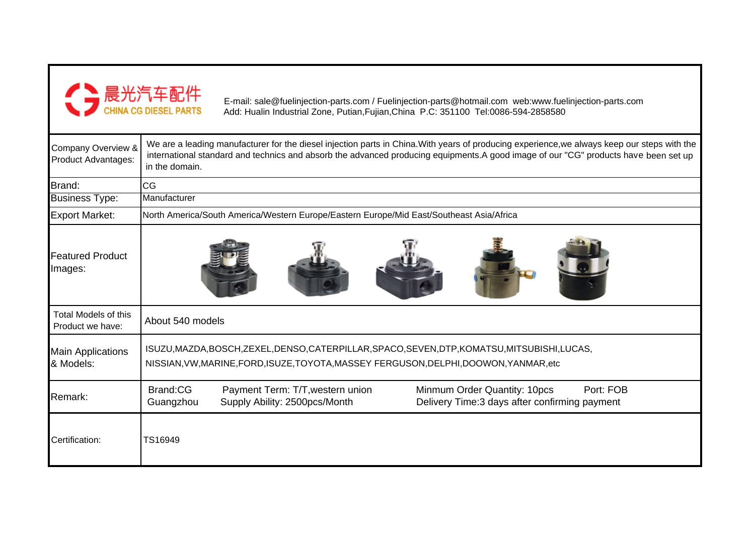晨光汽车配件
CHINA CG DIESEL PARTS

E-mail: sale@fuelinjection-parts.com / Fuelinjection-parts@hotmail.com web:www.fuelinjection-parts.com
Add: Hualin Industrial Zone, Putian,Fujian,China P.C: 351100 Tel:0086-594-2858580

| | |
|---|---|
| Company Overview & Product Advantages: | We are a leading manufacturer for the diesel injection parts in China.With years of producing experience,we always keep our steps with the international standard and technics and absorb the advanced producing equipments.A good image of our "CG" products have been set up in the domain. |
| Brand: | CG |
| Business Type: | Manufacturer |
| Export Market: | North America/South America/Western Europe/Eastern Europe/Mid East/Southeast Asia/Africa |
| Featured Product Images: | |
| Total Models of this Product we have: | About 540 models |
| Main Applications & Models: | ISUZU,MAZDA,BOSCH,ZEXEL,DENSO,CATERPILLAR,SPACO,SEVEN,DTP,KOMATSU,MITSUBISHI,LUCAS, NISSIAN,VW,MARINE,FORD,ISUZE,TOYOTA,MASSEY FERGUSON,DELPHI,DOOWON,YANMAR,etc |
| Remark: | Brand:CG Guangzhou Payment Term: T/T,western union Supply Ability: 2500pcs/Month Minmum Order Quantity: 10pcs Port: FOB Delivery Time:3 days after confirming payment |
| Certification: | TS16949 |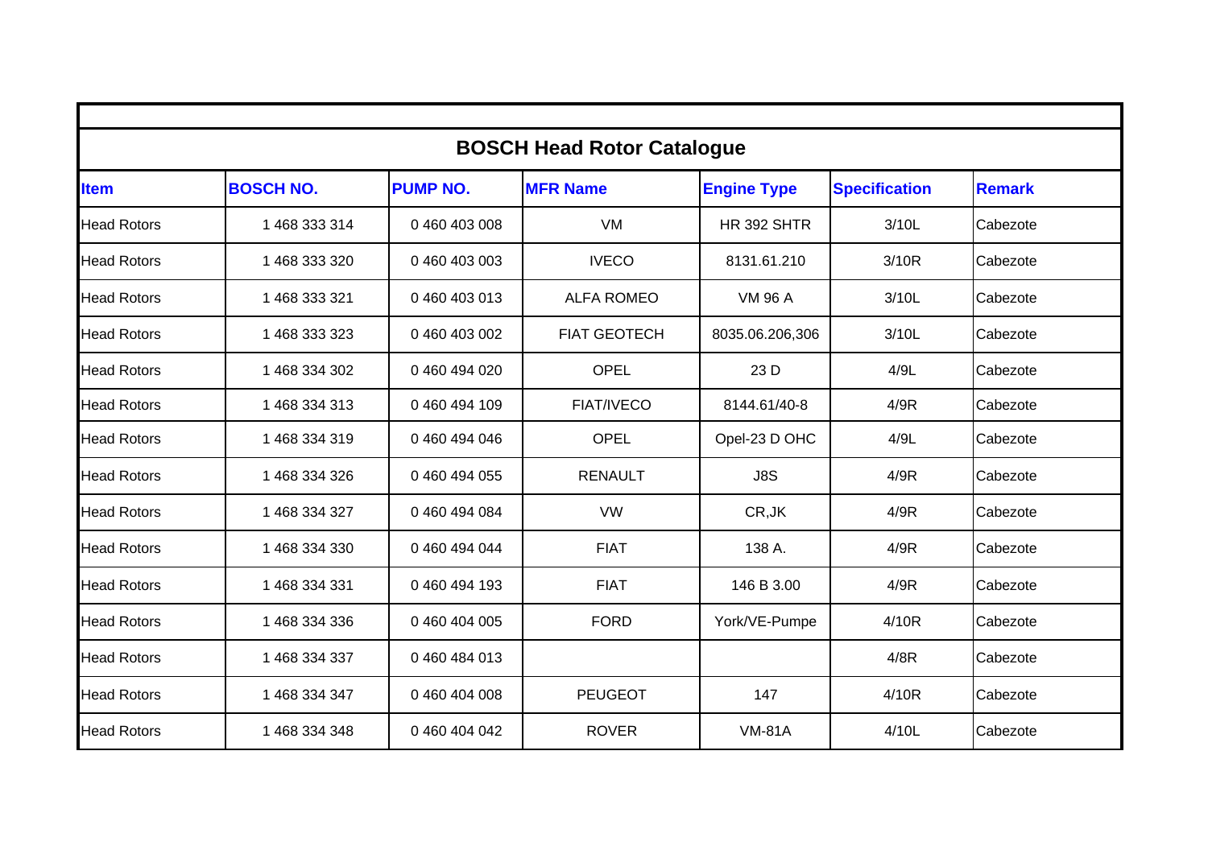## BOSCH Head Rotor Catalogue

| Item | BOSCH NO. | PUMP NO. | MFR Name | Engine Type | Specification | Remark |
|---|---|---|---|---|---|---|
| Head Rotors | 1 468 333 314 | 0 460 403 008 | VM | HR 392 SHTR | 3/10L | Cabezote |
| Head Rotors | 1 468 333 320 | 0 460 403 003 | IVECO | 8131.61.210 | 3/10R | Cabezote |
| Head Rotors | 1 468 333 321 | 0 460 403 013 | ALFA ROMEO | VM 96 A | 3/10L | Cabezote |
| Head Rotors | 1 468 333 323 | 0 460 403 002 | FIAT GEOTECH | 8035.06.206,306 | 3/10L | Cabezote |
| Head Rotors | 1 468 334 302 | 0 460 494 020 | OPEL | 23 D | 4/9L | Cabezote |
| Head Rotors | 1 468 334 313 | 0 460 494 109 | FIAT/IVECO | 8144.61/40-8 | 4/9R | Cabezote |
| Head Rotors | 1 468 334 319 | 0 460 494 046 | OPEL | Opel-23 D OHC | 4/9L | Cabezote |
| Head Rotors | 1 468 334 326 | 0 460 494 055 | RENAULT | J8S | 4/9R | Cabezote |
| Head Rotors | 1 468 334 327 | 0 460 494 084 | VW | CR,JK | 4/9R | Cabezote |
| Head Rotors | 1 468 334 330 | 0 460 494 044 | FIAT | 138 A. | 4/9R | Cabezote |
| Head Rotors | 1 468 334 331 | 0 460 494 193 | FIAT | 146 B 3.00 | 4/9R | Cabezote |
| Head Rotors | 1 468 334 336 | 0 460 404 005 | FORD | York/VE-Pumpe | 4/10R | Cabezote |
| Head Rotors | 1 468 334 337 | 0 460 484 013 | | | 4/8R | Cabezote |
| Head Rotors | 1 468 334 347 | 0 460 404 008 | PEUGEOT | 147 | 4/10R | Cabezote |
| Head Rotors | 1 468 334 348 | 0 460 404 042 | ROVER | VM-81A | 4/10L | Cabezote |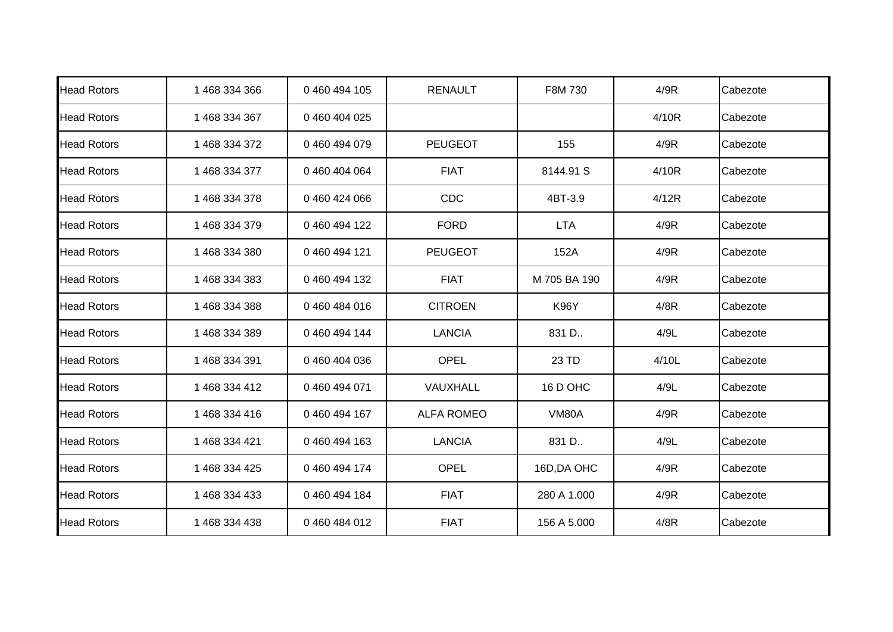| Head Rotors | 1 468 334 366 | 0 460 494 105 | RENAULT | F8M 730 | 4/9R | Cabezote |
|---|---|---|---|---|---|---|
| Head Rotors | 1 468 334 367 | 0 460 404 025 | | | 4/10R | Cabezote |
| Head Rotors | 1 468 334 372 | 0 460 494 079 | PEUGEOT | 155 | 4/9R | Cabezote |
| Head Rotors | 1 468 334 377 | 0 460 404 064 | FIAT | 8144.91 S | 4/10R | Cabezote |
| Head Rotors | 1 468 334 378 | 0 460 424 066 | CDC | 4BT-3.9 | 4/12R | Cabezote |
| Head Rotors | 1 468 334 379 | 0 460 494 122 | FORD | LTA | 4/9R | Cabezote |
| Head Rotors | 1 468 334 380 | 0 460 494 121 | PEUGEOT | 152A | 4/9R | Cabezote |
| Head Rotors | 1 468 334 383 | 0 460 494 132 | FIAT | M 705 BA 190 | 4/9R | Cabezote |
| Head Rotors | 1 468 334 388 | 0 460 484 016 | CITROEN | K96Y | 4/8R | Cabezote |
| Head Rotors | 1 468 334 389 | 0 460 494 144 | LANCIA | 831 D.. | 4/9L | Cabezote |
| Head Rotors | 1 468 334 391 | 0 460 404 036 | OPEL | 23 TD | 4/10L | Cabezote |
| Head Rotors | 1 468 334 412 | 0 460 494 071 | VAUXHALL | 16 D OHC | 4/9L | Cabezote |
| Head Rotors | 1 468 334 416 | 0 460 494 167 | ALFA ROMEO | VM80A | 4/9R | Cabezote |
| Head Rotors | 1 468 334 421 | 0 460 494 163 | LANCIA | 831 D.. | 4/9L | Cabezote |
| Head Rotors | 1 468 334 425 | 0 460 494 174 | OPEL | 16D,DA OHC | 4/9R | Cabezote |
| Head Rotors | 1 468 334 433 | 0 460 494 184 | FIAT | 280 A 1.000 | 4/9R | Cabezote |
| Head Rotors | 1 468 334 438 | 0 460 484 012 | FIAT | 156 A 5.000 | 4/8R | Cabezote |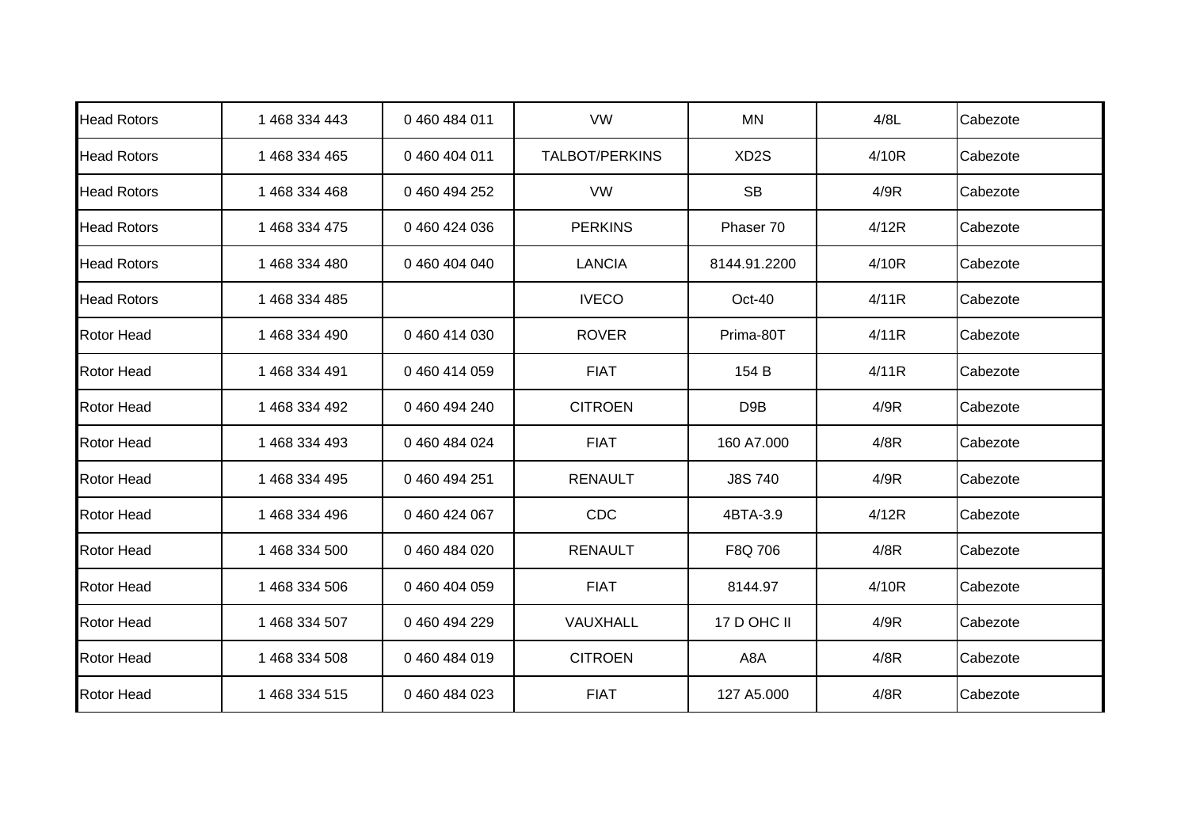| Head Rotors | 1 468 334 443 | 0 460 484 011 | VW | MN | 4/8L | Cabezote |
|---|---|---|---|---|---|---|
| Head Rotors | 1 468 334 465 | 0 460 404 011 | TALBOT/PERKINS | XD2S | 4/10R | Cabezote |
| Head Rotors | 1 468 334 468 | 0 460 494 252 | VW | SB | 4/9R | Cabezote |
| Head Rotors | 1 468 334 475 | 0 460 424 036 | PERKINS | Phaser 70 | 4/12R | Cabezote |
| Head Rotors | 1 468 334 480 | 0 460 404 040 | LANCIA | 8144.91.2200 | 4/10R | Cabezote |
| Head Rotors | 1 468 334 485 | | IVECO | Oct-40 | 4/11R | Cabezote |
| Rotor Head | 1 468 334 490 | 0 460 414 030 | ROVER | Prima-80T | 4/11R | Cabezote |
| Rotor Head | 1 468 334 491 | 0 460 414 059 | FIAT | 154 B | 4/11R | Cabezote |
| Rotor Head | 1 468 334 492 | 0 460 494 240 | CITROEN | D9B | 4/9R | Cabezote |
| Rotor Head | 1 468 334 493 | 0 460 484 024 | FIAT | 160 A7.000 | 4/8R | Cabezote |
| Rotor Head | 1 468 334 495 | 0 460 494 251 | RENAULT | J8S 740 | 4/9R | Cabezote |
| Rotor Head | 1 468 334 496 | 0 460 424 067 | CDC | 4BTA-3.9 | 4/12R | Cabezote |
| Rotor Head | 1 468 334 500 | 0 460 484 020 | RENAULT | F8Q 706 | 4/8R | Cabezote |
| Rotor Head | 1 468 334 506 | 0 460 404 059 | FIAT | 8144.97 | 4/10R | Cabezote |
| Rotor Head | 1 468 334 507 | 0 460 494 229 | VAUXHALL | 17 D OHC II | 4/9R | Cabezote |
| Rotor Head | 1 468 334 508 | 0 460 484 019 | CITROEN | A8A | 4/8R | Cabezote |
| Rotor Head | 1 468 334 515 | 0 460 484 023 | FIAT | 127 A5.000 | 4/8R | Cabezote |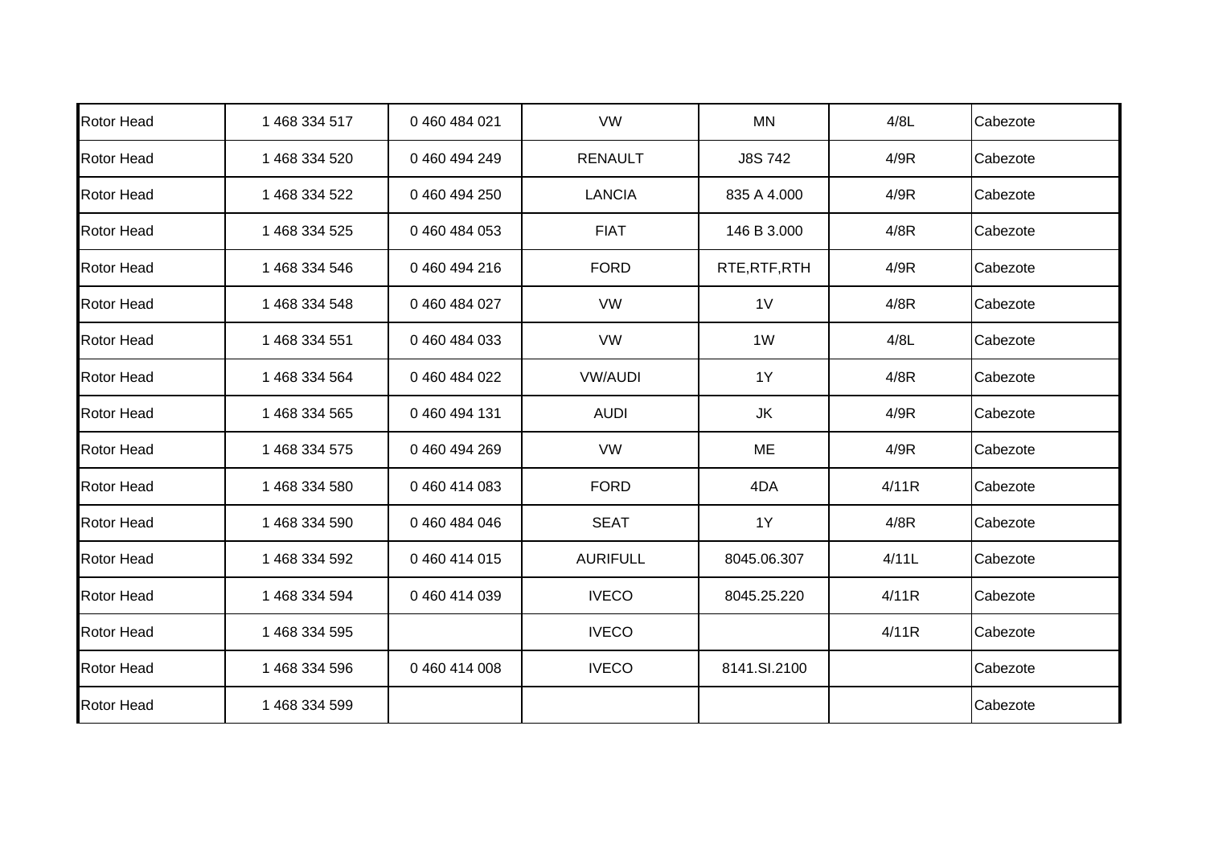| | | | | | | |
|---|---|---|---|---|---|---|
| Rotor Head | 1 468 334 517 | 0 460 484 021 | VW | MN | 4/8L | Cabezote |
| Rotor Head | 1 468 334 520 | 0 460 494 249 | RENAULT | J8S 742 | 4/9R | Cabezote |
| Rotor Head | 1 468 334 522 | 0 460 494 250 | LANCIA | 835 A 4.000 | 4/9R | Cabezote |
| Rotor Head | 1 468 334 525 | 0 460 484 053 | FIAT | 146 B 3.000 | 4/8R | Cabezote |
| Rotor Head | 1 468 334 546 | 0 460 494 216 | FORD | RTE,RTF,RTH | 4/9R | Cabezote |
| Rotor Head | 1 468 334 548 | 0 460 484 027 | VW | 1V | 4/8R | Cabezote |
| Rotor Head | 1 468 334 551 | 0 460 484 033 | VW | 1W | 4/8L | Cabezote |
| Rotor Head | 1 468 334 564 | 0 460 484 022 | VW/AUDI | 1Y | 4/8R | Cabezote |
| Rotor Head | 1 468 334 565 | 0 460 494 131 | AUDI | JK | 4/9R | Cabezote |
| Rotor Head | 1 468 334 575 | 0 460 494 269 | VW | ME | 4/9R | Cabezote |
| Rotor Head | 1 468 334 580 | 0 460 414 083 | FORD | 4DA | 4/11R | Cabezote |
| Rotor Head | 1 468 334 590 | 0 460 484 046 | SEAT | 1Y | 4/8R | Cabezote |
| Rotor Head | 1 468 334 592 | 0 460 414 015 | AURIFULL | 8045.06.307 | 4/11L | Cabezote |
| Rotor Head | 1 468 334 594 | 0 460 414 039 | IVECO | 8045.25.220 | 4/11R | Cabezote |
| Rotor Head | 1 468 334 595 | | IVECO | | 4/11R | Cabezote |
| Rotor Head | 1 468 334 596 | 0 460 414 008 | IVECO | 8141.SI.2100 | | Cabezote |
| Rotor Head | 1 468 334 599 | | | | | Cabezote |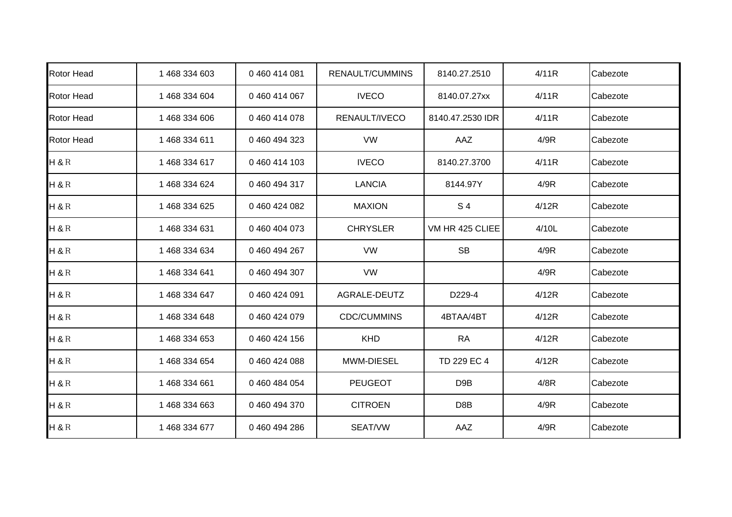| | | | | | | |
|---|---|---|---|---|---|---|
| Rotor Head | 1 468 334 603 | 0 460 414 081 | RENAULT/CUMMINS | 8140.27.2510 | 4/11R | Cabezote |
| Rotor Head | 1 468 334 604 | 0 460 414 067 | IVECO | 8140.07.27xx | 4/11R | Cabezote |
| Rotor Head | 1 468 334 606 | 0 460 414 078 | RENAULT/IVECO | 8140.47.2530 IDR | 4/11R | Cabezote |
| Rotor Head | 1 468 334 611 | 0 460 494 323 | VW | AAZ | 4/9R | Cabezote |
| H & R | 1 468 334 617 | 0 460 414 103 | IVECO | 8140.27.3700 | 4/11R | Cabezote |
| H & R | 1 468 334 624 | 0 460 494 317 | LANCIA | 8144.97Y | 4/9R | Cabezote |
| H & R | 1 468 334 625 | 0 460 424 082 | MAXION | S 4 | 4/12R | Cabezote |
| H & R | 1 468 334 631 | 0 460 404 073 | CHRYSLER | VM HR 425 CLIEE | 4/10L | Cabezote |
| H & R | 1 468 334 634 | 0 460 494 267 | VW | SB | 4/9R | Cabezote |
| H & R | 1 468 334 641 | 0 460 494 307 | VW | | 4/9R | Cabezote |
| H & R | 1 468 334 647 | 0 460 424 091 | AGRALE-DEUTZ | D229-4 | 4/12R | Cabezote |
| H & R | 1 468 334 648 | 0 460 424 079 | CDC/CUMMINS | 4BTAA/4BT | 4/12R | Cabezote |
| H & R | 1 468 334 653 | 0 460 424 156 | KHD | RA | 4/12R | Cabezote |
| H & R | 1 468 334 654 | 0 460 424 088 | MWM-DIESEL | TD 229 EC 4 | 4/12R | Cabezote |
| H & R | 1 468 334 661 | 0 460 484 054 | PEUGEOT | D9B | 4/8R | Cabezote |
| H & R | 1 468 334 663 | 0 460 494 370 | CITROEN | D8B | 4/9R | Cabezote |
| H & R | 1 468 334 677 | 0 460 494 286 | SEAT/VW | AAZ | 4/9R | Cabezote |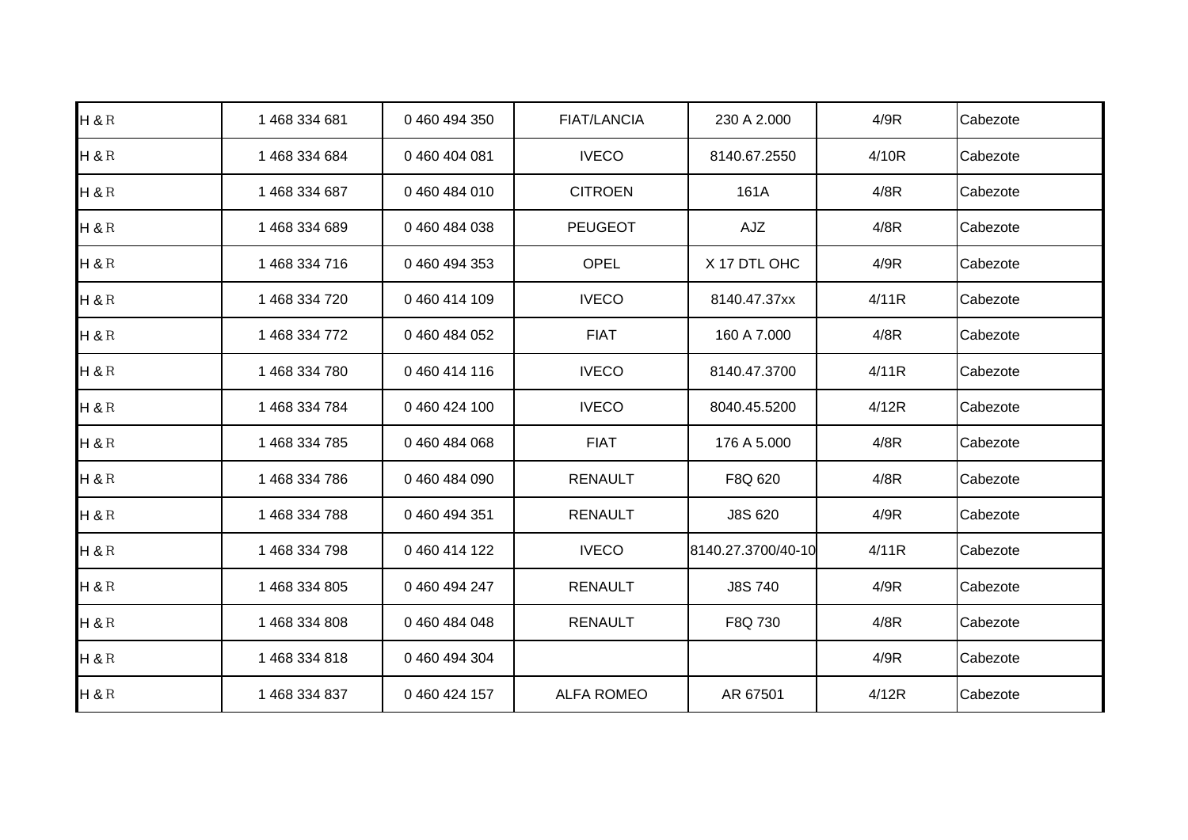| H & R | 1 468 334 681 | 0 460 494 350 | FIAT/LANCIA | 230 A 2.000 | 4/9R | Cabezote |
|---|---|---|---|---|---|---|
| H & R | 1 468 334 684 | 0 460 404 081 | IVECO | 8140.67.2550 | 4/10R | Cabezote |
| H & R | 1 468 334 687 | 0 460 484 010 | CITROEN | 161A | 4/8R | Cabezote |
| H & R | 1 468 334 689 | 0 460 484 038 | PEUGEOT | AJZ | 4/8R | Cabezote |
| H & R | 1 468 334 716 | 0 460 494 353 | OPEL | X 17 DTL OHC | 4/9R | Cabezote |
| H & R | 1 468 334 720 | 0 460 414 109 | IVECO | 8140.47.37xx | 4/11R | Cabezote |
| H & R | 1 468 334 772 | 0 460 484 052 | FIAT | 160 A 7.000 | 4/8R | Cabezote |
| H & R | 1 468 334 780 | 0 460 414 116 | IVECO | 8140.47.3700 | 4/11R | Cabezote |
| H & R | 1 468 334 784 | 0 460 424 100 | IVECO | 8040.45.5200 | 4/12R | Cabezote |
| H & R | 1 468 334 785 | 0 460 484 068 | FIAT | 176 A 5.000 | 4/8R | Cabezote |
| H & R | 1 468 334 786 | 0 460 484 090 | RENAULT | F8Q 620 | 4/8R | Cabezote |
| H & R | 1 468 334 788 | 0 460 494 351 | RENAULT | J8S 620 | 4/9R | Cabezote |
| H & R | 1 468 334 798 | 0 460 414 122 | IVECO | 8140.27.3700/40-10 | 4/11R | Cabezote |
| H & R | 1 468 334 805 | 0 460 494 247 | RENAULT | J8S 740 | 4/9R | Cabezote |
| H & R | 1 468 334 808 | 0 460 484 048 | RENAULT | F8Q 730 | 4/8R | Cabezote |
| H & R | 1 468 334 818 | 0 460 494 304 | | | 4/9R | Cabezote |
| H & R | 1 468 334 837 | 0 460 424 157 | ALFA ROMEO | AR 67501 | 4/12R | Cabezote |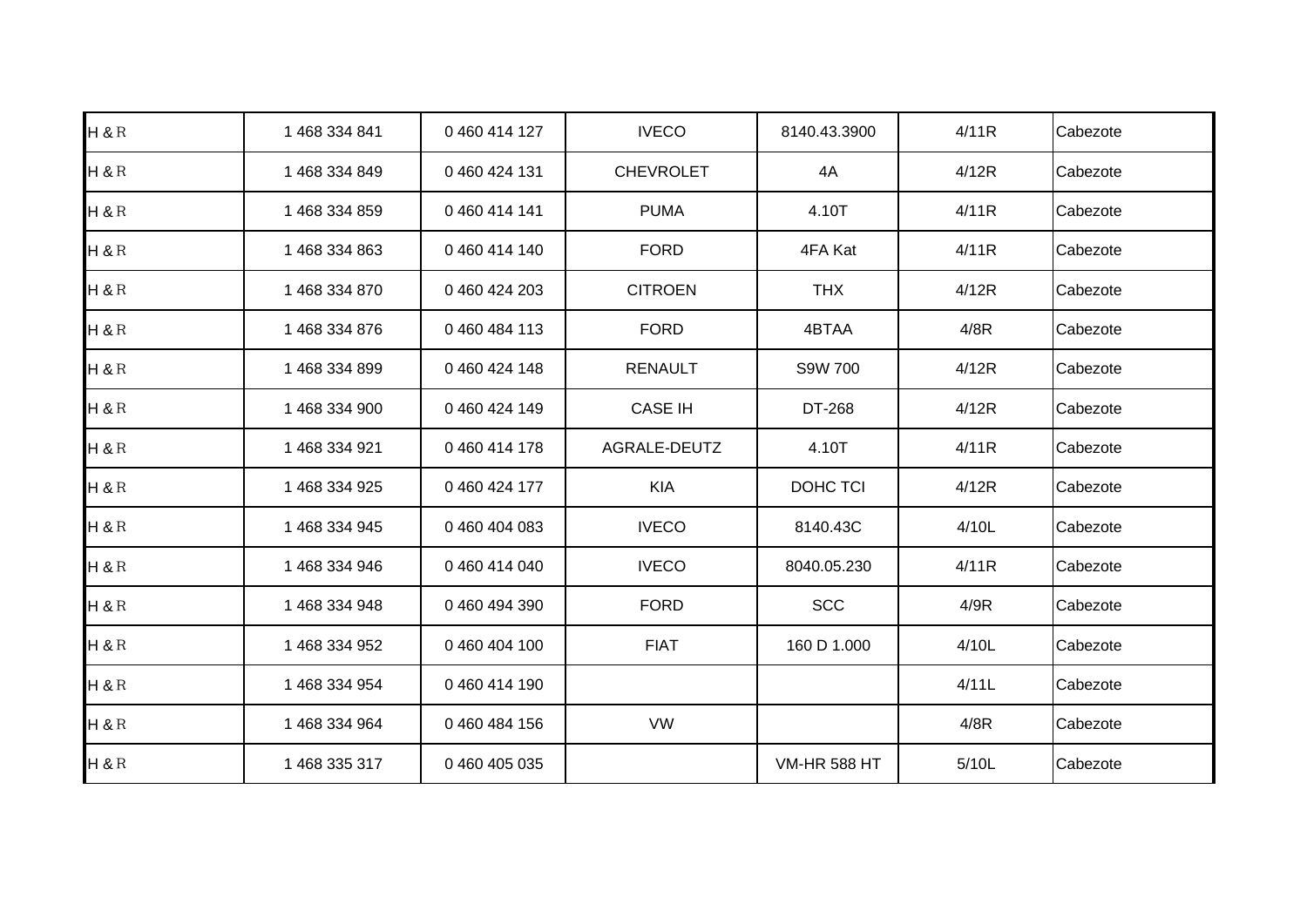| | | | | | | |
|---|---|---|---|---|---|---|
| H & R | 1 468 334 841 | 0 460 414 127 | IVECO | 8140.43.3900 | 4/11R | Cabezote |
| H & R | 1 468 334 849 | 0 460 424 131 | CHEVROLET | 4A | 4/12R | Cabezote |
| H & R | 1 468 334 859 | 0 460 414 141 | PUMA | 4.10T | 4/11R | Cabezote |
| H & R | 1 468 334 863 | 0 460 414 140 | FORD | 4FA Kat | 4/11R | Cabezote |
| H & R | 1 468 334 870 | 0 460 424 203 | CITROEN | THX | 4/12R | Cabezote |
| H & R | 1 468 334 876 | 0 460 484 113 | FORD | 4BTAA | 4/8R | Cabezote |
| H & R | 1 468 334 899 | 0 460 424 148 | RENAULT | S9W 700 | 4/12R | Cabezote |
| H & R | 1 468 334 900 | 0 460 424 149 | CASE IH | DT-268 | 4/12R | Cabezote |
| H & R | 1 468 334 921 | 0 460 414 178 | AGRALE-DEUTZ | 4.10T | 4/11R | Cabezote |
| H & R | 1 468 334 925 | 0 460 424 177 | KIA | DOHC TCI | 4/12R | Cabezote |
| H & R | 1 468 334 945 | 0 460 404 083 | IVECO | 8140.43C | 4/10L | Cabezote |
| H & R | 1 468 334 946 | 0 460 414 040 | IVECO | 8040.05.230 | 4/11R | Cabezote |
| H & R | 1 468 334 948 | 0 460 494 390 | FORD | SCC | 4/9R | Cabezote |
| H & R | 1 468 334 952 | 0 460 404 100 | FIAT | 160 D 1.000 | 4/10L | Cabezote |
| H & R | 1 468 334 954 | 0 460 414 190 | | | 4/11L | Cabezote |
| H & R | 1 468 334 964 | 0 460 484 156 | VW | | 4/8R | Cabezote |
| H & R | 1 468 335 317 | 0 460 405 035 | | VM-HR 588 HT | 5/10L | Cabezote |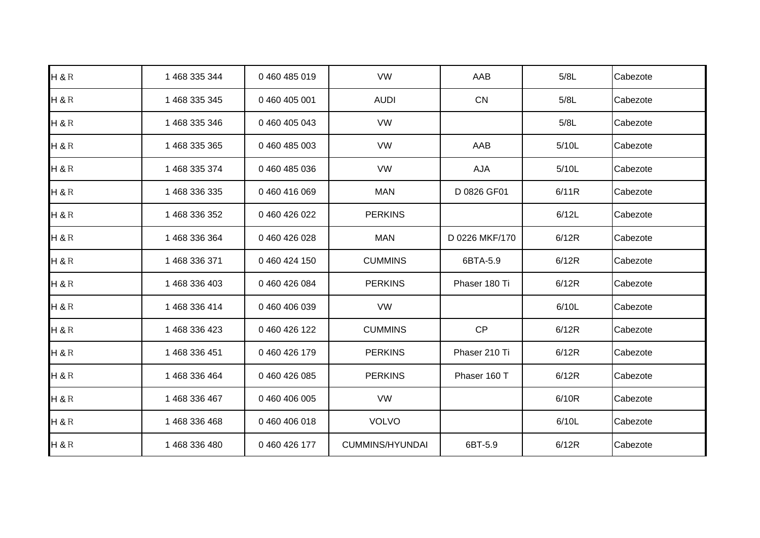| | | | | | | |
|---|---|---|---|---|---|---|
| H & R | 1 468 335 344 | 0 460 485 019 | VW | AAB | 5/8L | Cabezote |
| H & R | 1 468 335 345 | 0 460 405 001 | AUDI | CN | 5/8L | Cabezote |
| H & R | 1 468 335 346 | 0 460 405 043 | VW | | 5/8L | Cabezote |
| H & R | 1 468 335 365 | 0 460 485 003 | VW | AAB | 5/10L | Cabezote |
| H & R | 1 468 335 374 | 0 460 485 036 | VW | AJA | 5/10L | Cabezote |
| H & R | 1 468 336 335 | 0 460 416 069 | MAN | D 0826 GF01 | 6/11R | Cabezote |
| H & R | 1 468 336 352 | 0 460 426 022 | PERKINS | | 6/12L | Cabezote |
| H & R | 1 468 336 364 | 0 460 426 028 | MAN | D 0226 MKF/170 | 6/12R | Cabezote |
| H & R | 1 468 336 371 | 0 460 424 150 | CUMMINS | 6BTA-5.9 | 6/12R | Cabezote |
| H & R | 1 468 336 403 | 0 460 426 084 | PERKINS | Phaser 180 Ti | 6/12R | Cabezote |
| H & R | 1 468 336 414 | 0 460 406 039 | VW | | 6/10L | Cabezote |
| H & R | 1 468 336 423 | 0 460 426 122 | CUMMINS | CP | 6/12R | Cabezote |
| H & R | 1 468 336 451 | 0 460 426 179 | PERKINS | Phaser 210 Ti | 6/12R | Cabezote |
| H & R | 1 468 336 464 | 0 460 426 085 | PERKINS | Phaser 160 T | 6/12R | Cabezote |
| H & R | 1 468 336 467 | 0 460 406 005 | VW | | 6/10R | Cabezote |
| H & R | 1 468 336 468 | 0 460 406 018 | VOLVO | | 6/10L | Cabezote |
| H & R | 1 468 336 480 | 0 460 426 177 | CUMMINS/HYUNDAI | 6BT-5.9 | 6/12R | Cabezote |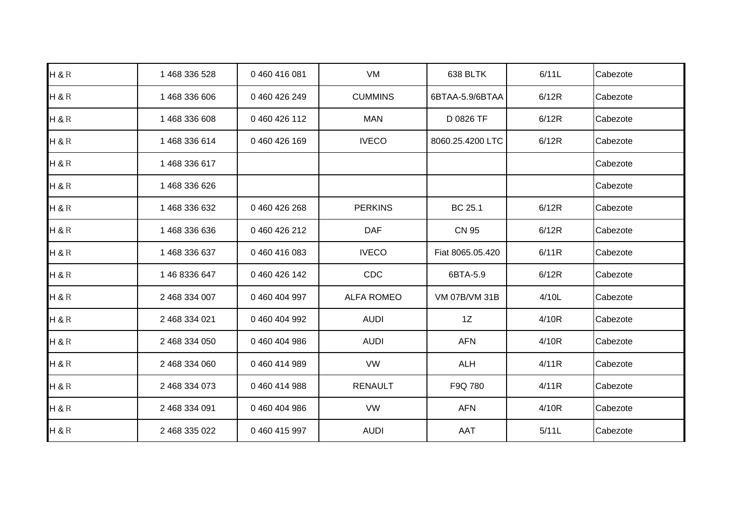| | | | | | | |
|---|---|---|---|---|---|---|
| H & R | 1 468 336 528 | 0 460 416 081 | VM | 638 BLTK | 6/11L | Cabezote |
| H & R | 1 468 336 606 | 0 460 426 249 | CUMMINS | 6BTAA-5.9/6BTAA | 6/12R | Cabezote |
| H & R | 1 468 336 608 | 0 460 426 112 | MAN | D 0826 TF | 6/12R | Cabezote |
| H & R | 1 468 336 614 | 0 460 426 169 | IVECO | 8060.25.4200 LTC | 6/12R | Cabezote |
| H & R | 1 468 336 617 | | | | | Cabezote |
| H & R | 1 468 336 626 | | | | | Cabezote |
| H & R | 1 468 336 632 | 0 460 426 268 | PERKINS | BC 25.1 | 6/12R | Cabezote |
| H & R | 1 468 336 636 | 0 460 426 212 | DAF | CN 95 | 6/12R | Cabezote |
| H & R | 1 468 336 637 | 0 460 416 083 | IVECO | Fiat 8065.05.420 | 6/11R | Cabezote |
| H & R | 1 46 8336 647 | 0 460 426 142 | CDC | 6BTA-5.9 | 6/12R | Cabezote |
| H & R | 2 468 334 007 | 0 460 404 997 | ALFA ROMEO | VM 07B/VM 31B | 4/10L | Cabezote |
| H & R | 2 468 334 021 | 0 460 404 992 | AUDI | 1Z | 4/10R | Cabezote |
| H & R | 2 468 334 050 | 0 460 404 986 | AUDI | AFN | 4/10R | Cabezote |
| H & R | 2 468 334 060 | 0 460 414 989 | VW | ALH | 4/11R | Cabezote |
| H & R | 2 468 334 073 | 0 460 414 988 | RENAULT | F9Q 780 | 4/11R | Cabezote |
| H & R | 2 468 334 091 | 0 460 404 986 | VW | AFN | 4/10R | Cabezote |
| H & R | 2 468 335 022 | 0 460 415 997 | AUDI | AAT | 5/11L | Cabezote |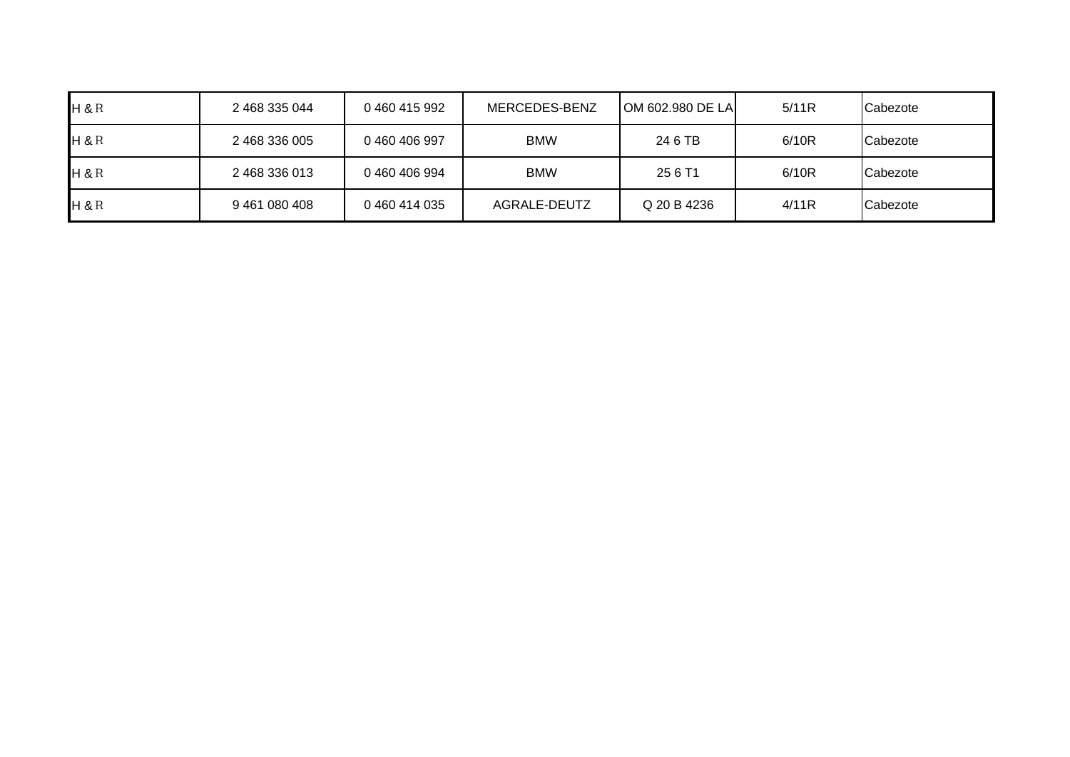| | | | | | | |
|---|---|---|---|---|---|---|
| H & R | 2 468 335 044 | 0 460 415 992 | MERCEDES-BENZ | OM 602.980 DE LA | 5/11R | Cabezote |
| H & R | 2 468 336 005 | 0 460 406 997 | BMW | 24 6 TB | 6/10R | Cabezote |
| H & R | 2 468 336 013 | 0 460 406 994 | BMW | 25 6 T1 | 6/10R | Cabezote |
| H & R | 9 461 080 408 | 0 460 414 035 | AGRALE-DEUTZ | Q 20 B 4236 | 4/11R | Cabezote |